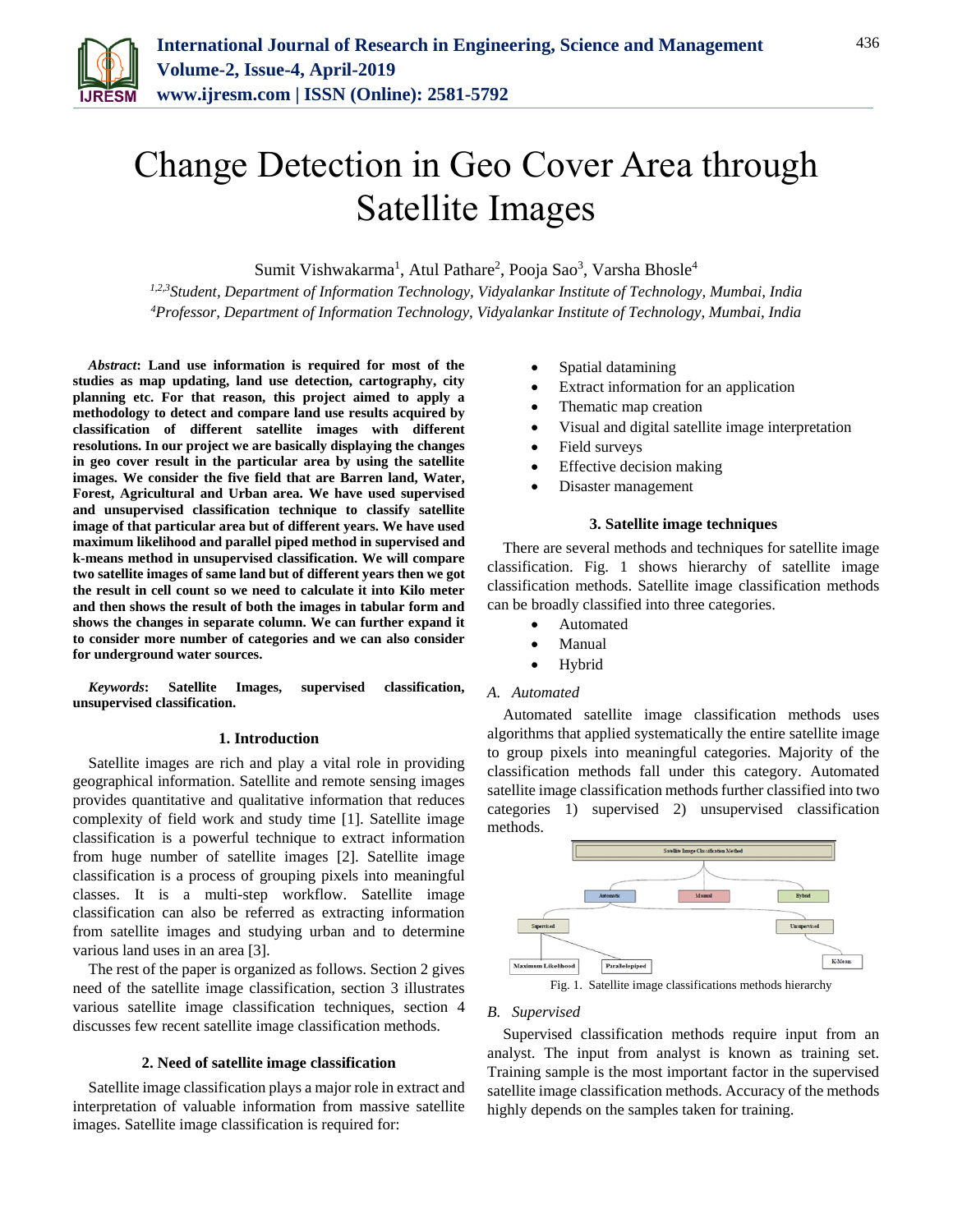# Change Detection in Geo Cover Area through Satellite Images

Sumit Vishwakarma[1], Atul Pathare[2], Pooja Sao[3], Varsha Bhosle[4]

[1,2,3]*Student, Department of Information Technology, Vidyalankar Institute of Technology, Mumbai, India*
[4]*Professor, Department of Information Technology, Vidyalankar Institute of Technology, Mumbai, India*

***Abstract*: Land use information is required for most of the studies as map updating, land use detection, cartography, city planning etc. For that reason, this project aimed to apply a methodology to detect and compare land use results acquired by classification of different satellite images with different resolutions. In our project we are basically displaying the changes in geo cover result in the particular area by using the satellite images. We consider the five field that are Barren land, Water, Forest, Agricultural and Urban area. We have used supervised and unsupervised classification technique to classify satellite image of that particular area but of different years. We have used maximum likelihood and parallel piped method in supervised and k-means method in unsupervised classification. We will compare two satellite images of same land but of different years then we got the result in cell count so we need to calculate it into Kilo meter and then shows the result of both the images in tabular form and shows the changes in separate column. We can further expand it to consider more number of categories and we can also consider for underground water sources.**

***Keywords*: Satellite Images, supervised classification, unsupervised classification.**

## 1. Introduction

Satellite images are rich and play a vital role in providing geographical information. Satellite and remote sensing images provides quantitative and qualitative information that reduces complexity of field work and study time [1]. Satellite image classification is a powerful technique to extract information from huge number of satellite images [2]. Satellite image classification is a process of grouping pixels into meaningful classes. It is a multi-step workflow. Satellite image classification can also be referred as extracting information from satellite images and studying urban and to determine various land uses in an area [3].

The rest of the paper is organized as follows. Section 2 gives need of the satellite image classification, section 3 illustrates various satellite image classification techniques, section 4 discusses few recent satellite image classification methods.

## 2. Need of satellite image classification

Satellite image classification plays a major role in extract and interpretation of valuable information from massive satellite images. Satellite image classification is required for:

- Spatial datamining
- Extract information for an application
- Thematic map creation
- Visual and digital satellite image interpretation
- Field surveys
- Effective decision making
- Disaster management

## 3. Satellite image techniques

There are several methods and techniques for satellite image classification. Fig. 1 shows hierarchy of satellite image classification methods. Satellite image classification methods can be broadly classified into three categories.

- Automated
- Manual
- Hybrid

### *A. Automated*

Automated satellite image classification methods uses algorithms that applied systematically the entire satellite image to group pixels into meaningful categories. Majority of the classification methods fall under this category. Automated satellite image classification methods further classified into two categories 1) supervised 2) unsupervised classification methods.

Fig. 1. Satellite image classifications methods hierarchy

### *B. Supervised*

Supervised classification methods require input from an analyst. The input from analyst is known as training set. Training sample is the most important factor in the supervised satellite image classification methods. Accuracy of the methods highly depends on the samples taken for training.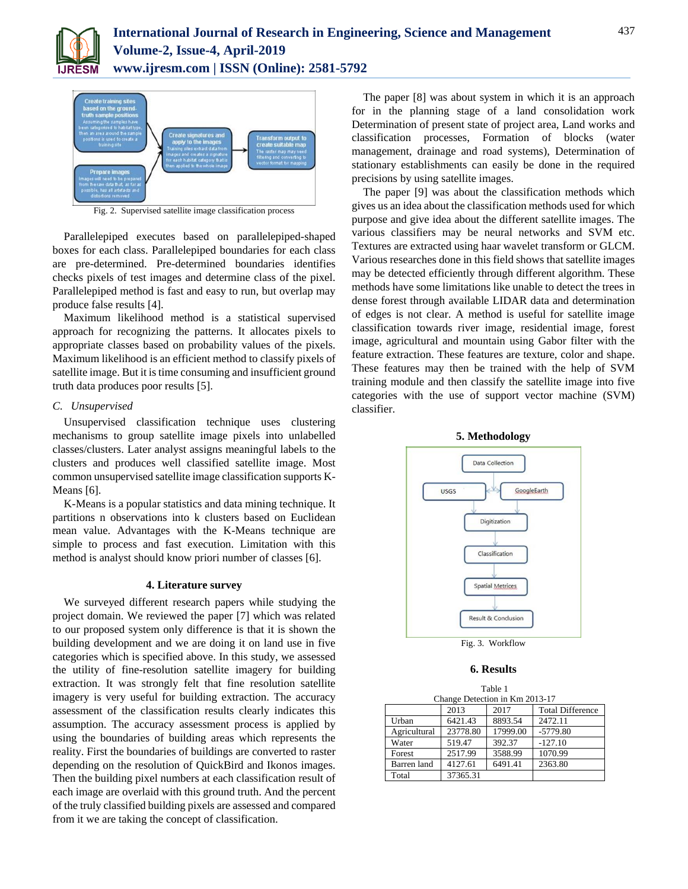Fig. 2. Supervised satellite image classification process

Parallelepiped executes based on parallelepiped-shaped boxes for each class. Parallelepiped boundaries for each class are pre-determined. Pre-determined boundaries identifies checks pixels of test images and determine class of the pixel. Parallelepiped method is fast and easy to run, but overlap may produce false results [4].

Maximum likelihood method is a statistical supervised approach for recognizing the patterns. It allocates pixels to appropriate classes based on probability values of the pixels. Maximum likelihood is an efficient method to classify pixels of satellite image. But it is time consuming and insufficient ground truth data produces poor results [5].

### *C. Unsupervised*

Unsupervised classification technique uses clustering mechanisms to group satellite image pixels into unlabelled classes/clusters. Later analyst assigns meaningful labels to the clusters and produces well classified satellite image. Most common unsupervised satellite image classification supports K-Means [6].

K-Means is a popular statistics and data mining technique. It partitions n observations into k clusters based on Euclidean mean value. Advantages with the K-Means technique are simple to process and fast execution. Limitation with this method is analyst should know priori number of classes [6].

## 4. Literature survey

We surveyed different research papers while studying the project domain. We reviewed the paper [7] which was related to our proposed system only difference is that it is shown the building development and we are doing it on land use in five categories which is specified above. In this study, we assessed the utility of fine-resolution satellite imagery for building extraction. It was strongly felt that fine resolution satellite imagery is very useful for building extraction. The accuracy assessment of the classification results clearly indicates this assumption. The accuracy assessment process is applied by using the boundaries of building areas which represents the reality. First the boundaries of buildings are converted to raster depending on the resolution of QuickBird and Ikonos images. Then the building pixel numbers at each classification result of each image are overlaid with this ground truth. And the percent of the truly classified building pixels are assessed and compared from it we are taking the concept of classification.

The paper [8] was about system in which it is an approach for in the planning stage of a land consolidation work Determination of present state of project area, Land works and classification processes, Formation of blocks (water management, drainage and road systems), Determination of stationary establishments can easily be done in the required precisions by using satellite images.

The paper [9] was about the classification methods which gives us an idea about the classification methods used for which purpose and give idea about the different satellite images. The various classifiers may be neural networks and SVM etc. Textures are extracted using haar wavelet transform or GLCM. Various researches done in this field shows that satellite images may be detected efficiently through different algorithm. These methods have some limitations like unable to detect the trees in dense forest through available LIDAR data and determination of edges is not clear. A method is useful for satellite image classification towards river image, residential image, forest image, agricultural and mountain using Gabor filter with the feature extraction. These features are texture, color and shape. These features may then be trained with the help of SVM training module and then classify the satellite image into five categories with the use of support vector machine (SVM) classifier.

## 5. Methodology

Fig. 3. Workflow

## 6. Results

Table 1
Change Detection in Km 2013-17

| | 2013 | 2017 | Total Difference |
|---|---|---|---|
| Urban | 6421.43 | 8893.54 | 2472.11 |
| Agricultural | 23778.80 | 17999.00 | -5779.80 |
| Water | 519.47 | 392.37 | -127.10 |
| Forest | 2517.99 | 3588.99 | 1070.99 |
| Barren land | 4127.61 | 6491.41 | 2363.80 |
| Total | 37365.31 | | |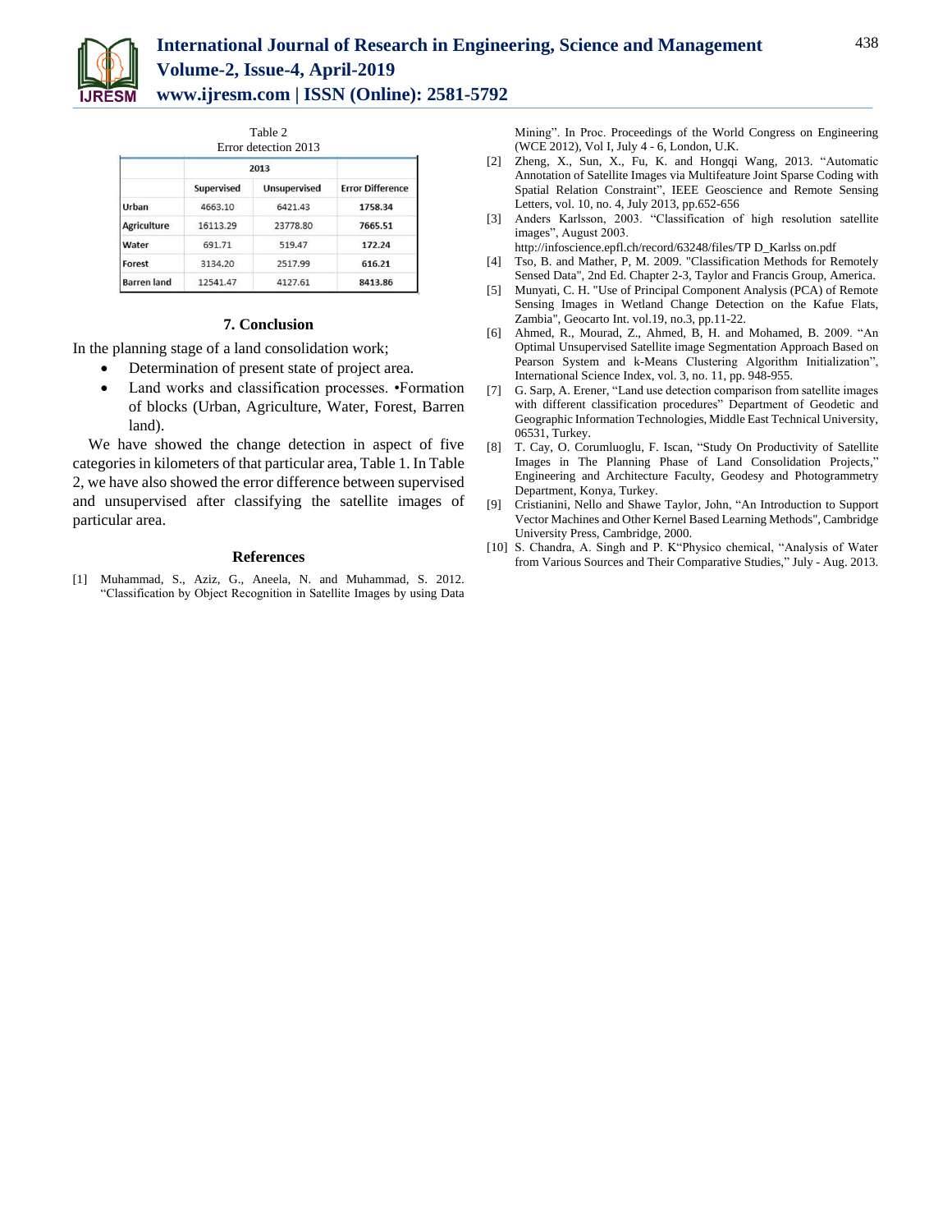Table 2
Error detection 2013

| | 2013 | | |
|---|---|---|---|
| | Supervised | Unsupervised | Error Difference |
| Urban | 4663.10 | 6421.43 | **1758.34** |
| Agriculture | 16113.29 | 23778.80 | **7665.51** |
| Water | 691.71 | 519.47 | **172.24** |
| Forest | 3134.20 | 2517.99 | **616.21** |
| Barren land | 12541.47 | 4127.61 | **8413.86** |

## 7. Conclusion

In the planning stage of a land consolidation work;

- Determination of present state of project area.
- Land works and classification processes. •Formation of blocks (Urban, Agriculture, Water, Forest, Barren land).

We have showed the change detection in aspect of five categories in kilometers of that particular area, Table 1. In Table 2, we have also showed the error difference between supervised and unsupervised after classifying the satellite images of particular area.

## References

[1] Muhammad, S., Aziz, G., Aneela, N. and Muhammad, S. 2012. "Classification by Object Recognition in Satellite Images by using Data Mining". In Proc. Proceedings of the World Congress on Engineering (WCE 2012), Vol I, July 4 - 6, London, U.K.

[2] Zheng, X., Sun, X., Fu, K. and Hongqi Wang, 2013. "Automatic Annotation of Satellite Images via Multifeature Joint Sparse Coding with Spatial Relation Constraint", IEEE Geoscience and Remote Sensing Letters, vol. 10, no. 4, July 2013, pp.652-656

[3] Anders Karlsson, 2003. "Classification of high resolution satellite images", August 2003. http://infoscience.epfl.ch/record/63248/files/TP D_Karlss on.pdf

[4] Tso, B. and Mather, P, M. 2009. "Classification Methods for Remotely Sensed Data", 2nd Ed. Chapter 2-3, Taylor and Francis Group, America.

[5] Munyati, C. H. "Use of Principal Component Analysis (PCA) of Remote Sensing Images in Wetland Change Detection on the Kafue Flats, Zambia", Geocarto Int. vol.19, no.3, pp.11-22.

[6] Ahmed, R., Mourad, Z., Ahmed, B, H. and Mohamed, B. 2009. "An Optimal Unsupervised Satellite image Segmentation Approach Based on Pearson System and k-Means Clustering Algorithm Initialization", International Science Index, vol. 3, no. 11, pp. 948-955.

[7] G. Sarp, A. Erener, "Land use detection comparison from satellite images with different classification procedures" Department of Geodetic and Geographic Information Technologies, Middle East Technical University, 06531, Turkey.

[8] T. Cay, O. Corumluoglu, F. Iscan, "Study On Productivity of Satellite Images in The Planning Phase of Land Consolidation Projects," Engineering and Architecture Faculty, Geodesy and Photogrammetry Department, Konya, Turkey.

[9] Cristianini, Nello and Shawe Taylor, John, "An Introduction to Support Vector Machines and Other Kernel Based Learning Methods", Cambridge University Press, Cambridge, 2000.

[10] S. Chandra, A. Singh and P. K"Physico chemical, "Analysis of Water from Various Sources and Their Comparative Studies," July - Aug. 2013.